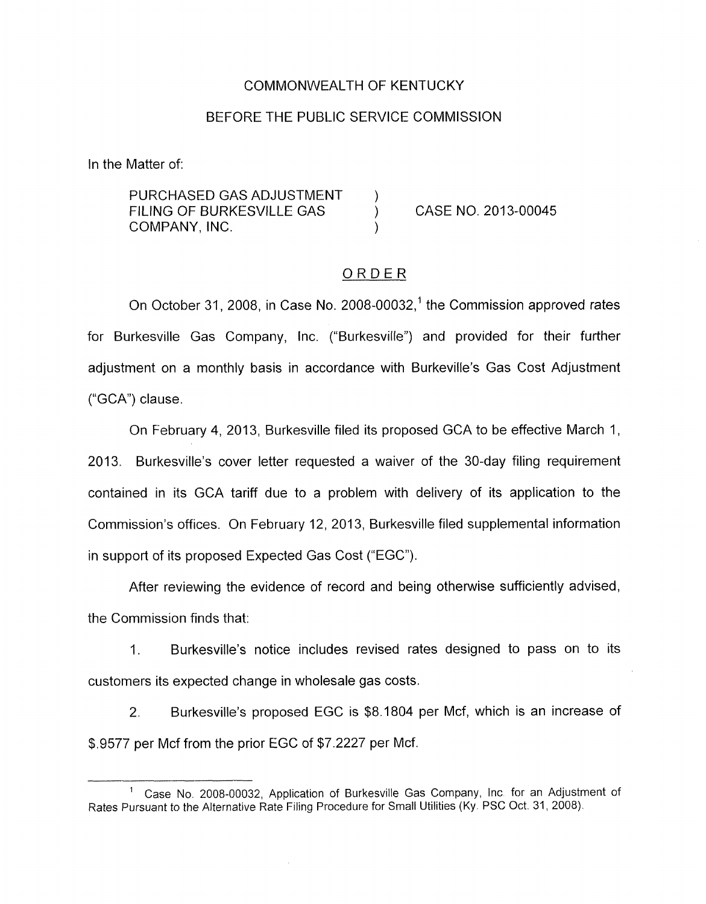COMMONWEALTH OF KENTUCKY

BEFORE THE PUBLIC SERVICE COMMISSION

In the Matter of:

| | | |
|---|---|---|
| PURCHASED GAS ADJUSTMENT FILING OF BURKESVILLE GAS COMPANY, INC. | ) ) ) | CASE NO. 2013-00045 |

## ORDER

On October 31, 2008, in Case No. 2008-00032,[1] the Commission approved rates for Burkesville Gas Company, Inc. ("Burkesville") and provided for their further adjustment on a monthly basis in accordance with Burkeville's Gas Cost Adjustment ("GCA") clause.

On February 4, 2013, Burkesville filed its proposed GCA to be effective March 1, 2013. Burkesville's cover letter requested a waiver of the 30-day filing requirement contained in its GCA tariff due to a problem with delivery of its application to the Commission's offices. On February 12, 2013, Burkesville filed supplemental information in support of its proposed Expected Gas Cost ("EGC").

After reviewing the evidence of record and being otherwise sufficiently advised, the Commission finds that:

1. Burkesville's notice includes revised rates designed to pass on to its customers its expected change in wholesale gas costs.

2. Burkesville's proposed EGC is $8.1804 per Mcf, which is an increase of $.9577 per Mcf from the prior EGC of $7.2227 per Mcf.

---

[1] Case No. 2008-00032, Application of Burkesville Gas Company, Inc. for an Adjustment of Rates Pursuant to the Alternative Rate Filing Procedure for Small Utilities (Ky. PSC Oct. 31, 2008).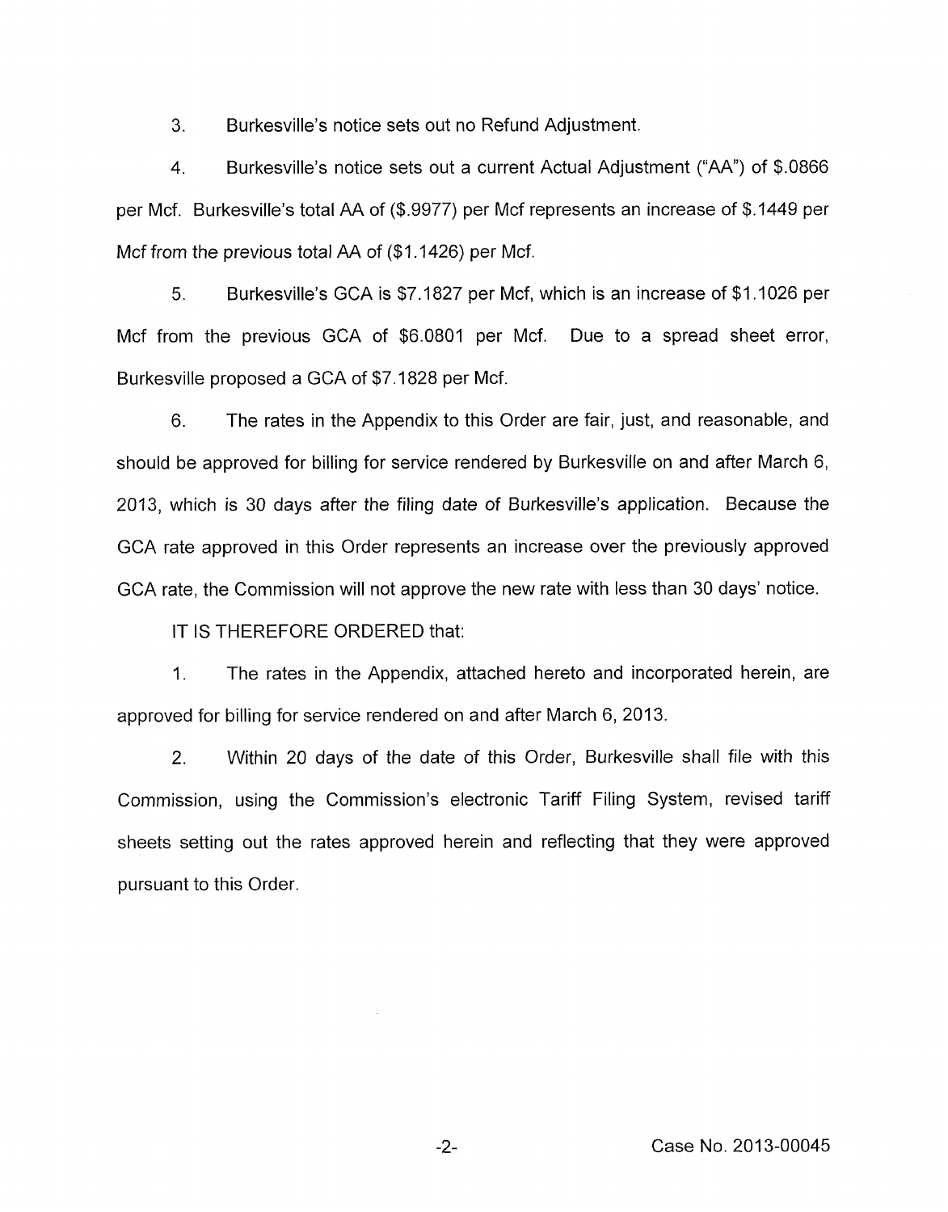3. Burkesville's notice sets out no Refund Adjustment.

4. Burkesville's notice sets out a current Actual Adjustment ("AA") of $.0866 per Mcf. Burkesville's total AA of ($.9977) per Mcf represents an increase of $.1449 per Mcf from the previous total AA of ($1.1426) per Mcf.

5. Burkesville's GCA is $7.1827 per Mcf, which is an increase of $1.1026 per Mcf from the previous GCA of $6.0801 per Mcf. Due to a spread sheet error, Burkesville proposed a GCA of $7.1828 per Mcf.

6. The rates in the Appendix to this Order are fair, just, and reasonable, and should be approved for billing for service rendered by Burkesville on and after March 6, 2013, which is 30 days after the filing date of Burkesville's application. Because the GCA rate approved in this Order represents an increase over the previously approved GCA rate, the Commission will not approve the new rate with less than 30 days' notice.

IT IS THEREFORE ORDERED that:

1. The rates in the Appendix, attached hereto and incorporated herein, are approved for billing for service rendered on and after March 6, 2013.

2. Within 20 days of the date of this Order, Burkesville shall file with this Commission, using the Commission's electronic Tariff Filing System, revised tariff sheets setting out the rates approved herein and reflecting that they were approved pursuant to this Order.

Case No. 2013-00045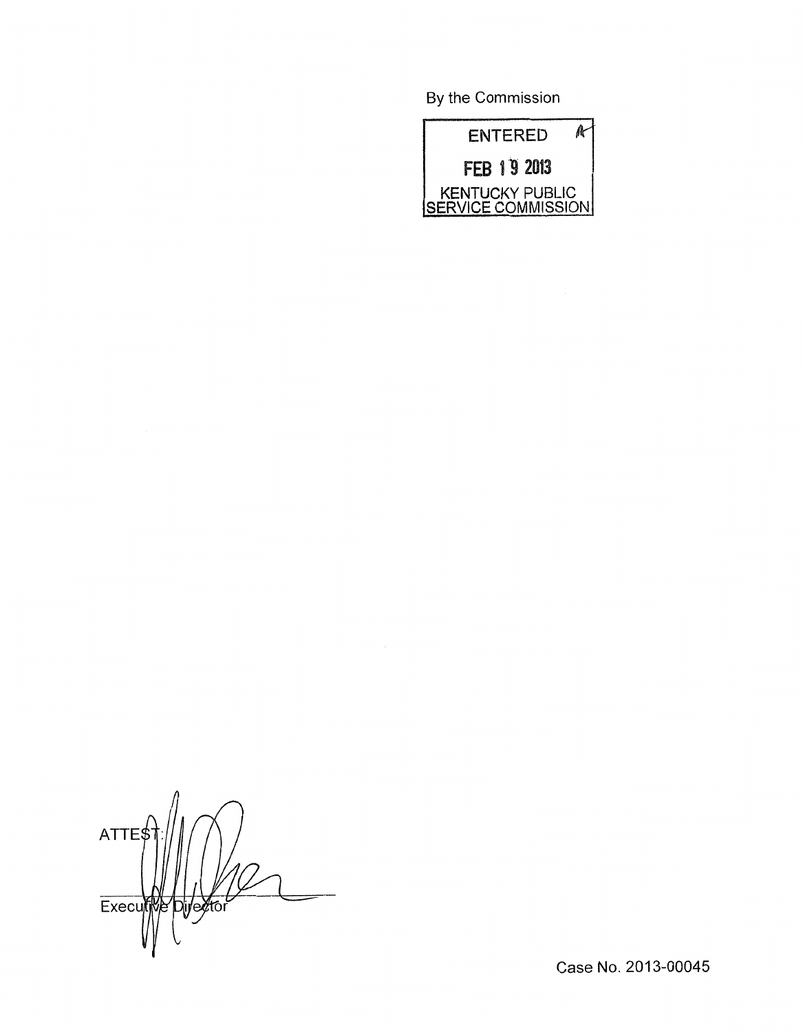By the Commission

ENTERED
FEB 19 2013
KENTUCKY PUBLIC
SERVICE COMMISSION

ATTEST:

Executive Director

Case No. 2013-00045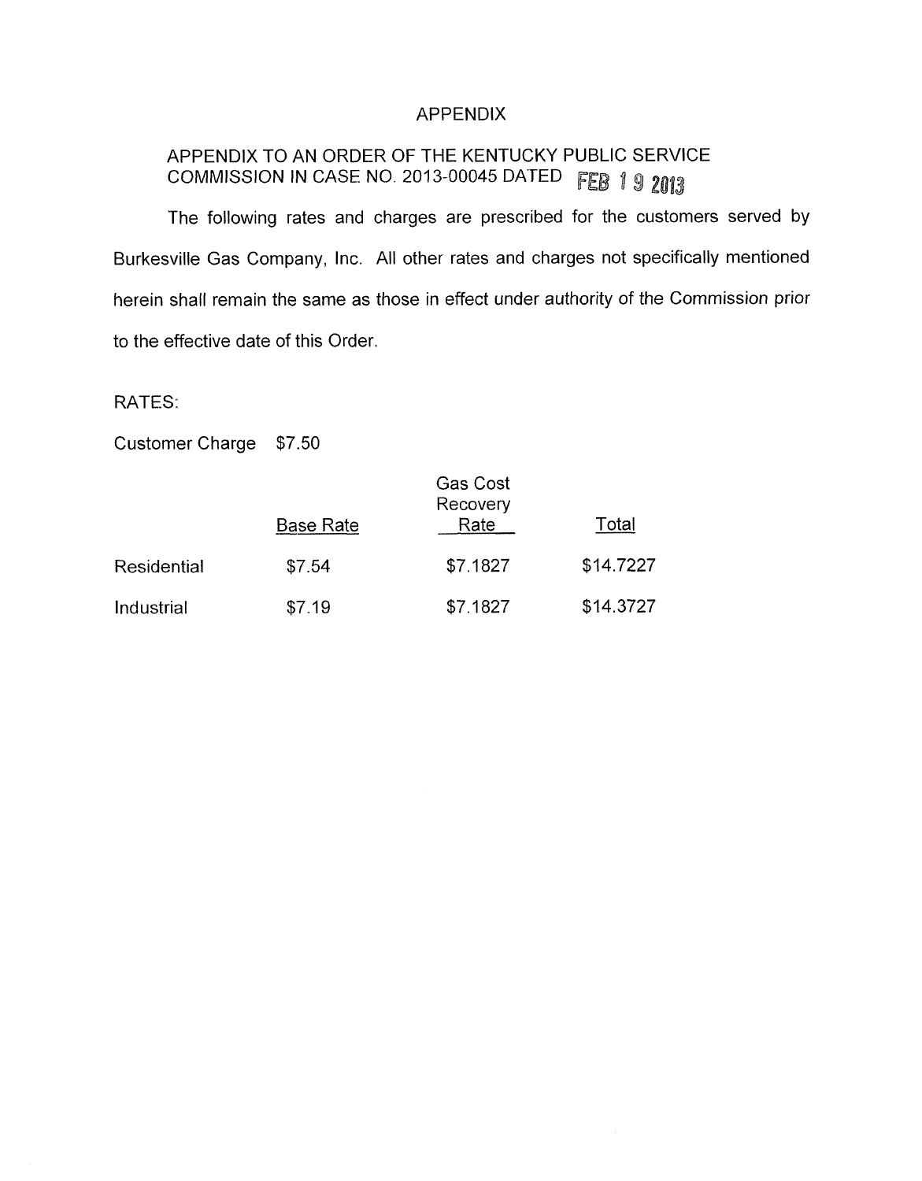# APPENDIX

## APPENDIX TO AN ORDER OF THE KENTUCKY PUBLIC SERVICE COMMISSION IN CASE NO. 2013-00045 DATED FEB 19 2013

The following rates and charges are prescribed for the customers served by Burkesville Gas Company, Inc. All other rates and charges not specifically mentioned herein shall remain the same as those in effect under authority of the Commission prior to the effective date of this Order.

RATES:

Customer Charge $7.50

| | Base Rate | Gas Cost Recovery Rate | Total |
|---|---|---|---|
| Residential | $7.54 | $7.1827 | $14.7227 |
| Industrial | $7.19 | $7.1827 | $14.3727 |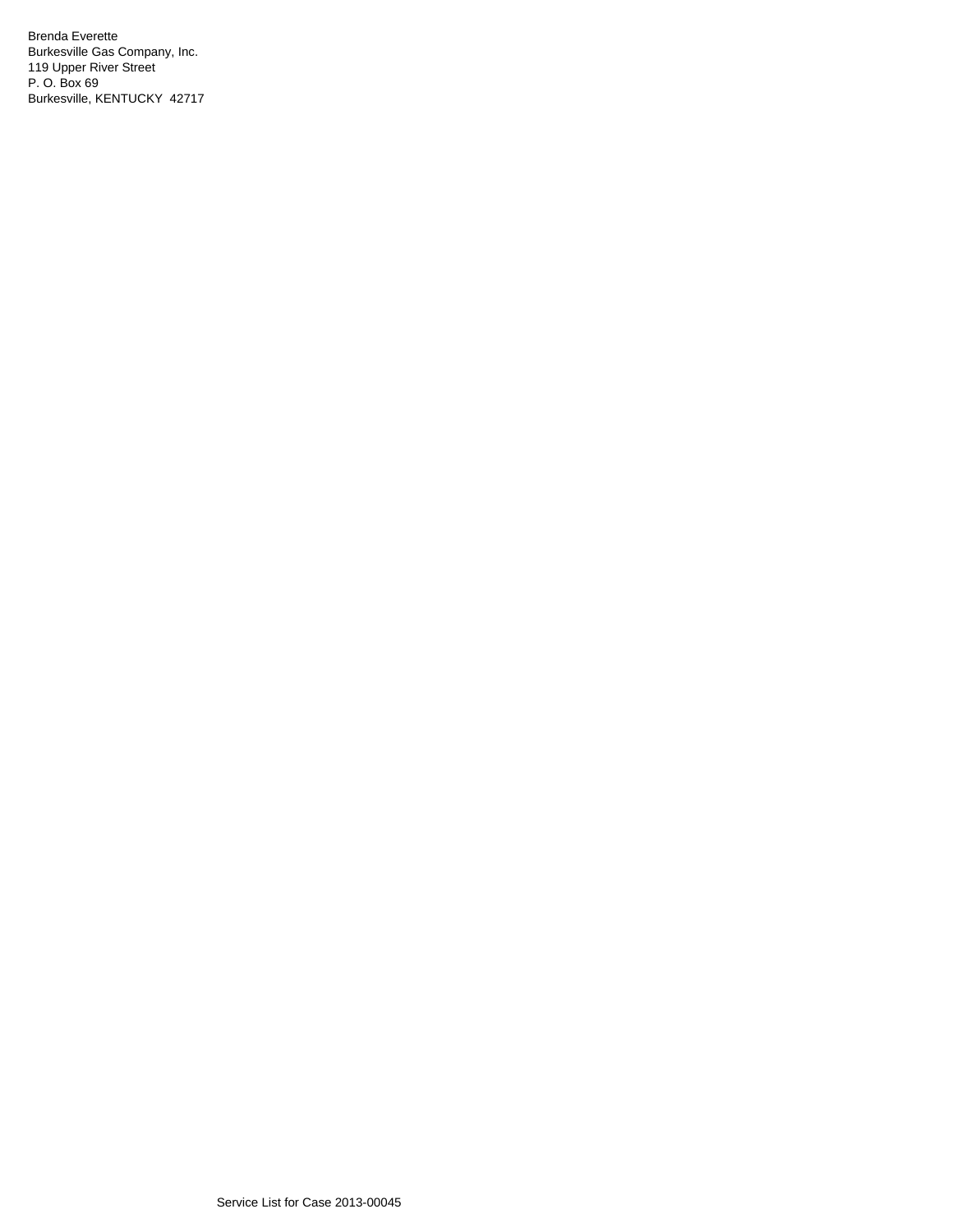Brenda Everette
Burkesville Gas Company, Inc.
119 Upper River Street
P. O. Box 69
Burkesville, KENTUCKY 42717